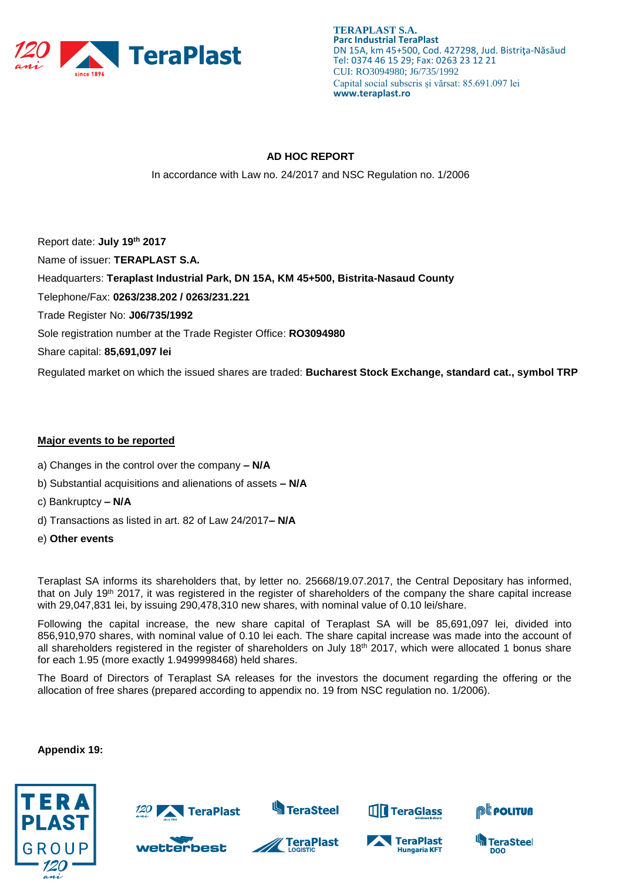**TERAPLAST S.A.**
**Parc Industrial TeraPlast**
DN 15A, km 45+500, Cod. 427298, Jud. Bistriţa-Năsăud
Tel: 0374 46 15 29; Fax: 0263 23 12 21
CUI: RO3094980; J6/735/1992
Capital social subscris şi vărsat: 85.691.097 lei
**www.teraplast.ro**

# AD HOC REPORT

In accordance with Law no. 24/2017 and NSC Regulation no. 1/2006

Report date: **July 19th 2017**

Name of issuer: **TERAPLAST S.A.**

Headquarters: **Teraplast Industrial Park, DN 15A, KM 45+500, Bistrita-Nasaud County**

Telephone/Fax: **0263/238.202 / 0263/231.221**

Trade Register No: **J06/735/1992**

Sole registration number at the Trade Register Office: **RO3094980**

Share capital: **85,691,097 lei**

Regulated market on which the issued shares are traded: **Bucharest Stock Exchange, standard cat., symbol TRP**

## Major events to be reported

a) Changes in the control over the company **– N/A**

b) Substantial acquisitions and alienations of assets **– N/A**

c) Bankruptcy **– N/A**

d) Transactions as listed in art. 82 of Law 24/2017**– N/A**

e) **Other events**

Teraplast SA informs its shareholders that, by letter no. 25668/19.07.2017, the Central Depositary has informed, that on July 19th 2017, it was registered in the register of shareholders of the company the share capital increase with 29,047,831 lei, by issuing 290,478,310 new shares, with nominal value of 0.10 lei/share.

Following the capital increase, the new share capital of Teraplast SA will be 85,691,097 lei, divided into 856,910,970 shares, with nominal value of 0.10 lei each. The share capital increase was made into the account of all shareholders registered in the register of shareholders on July 18th 2017, which were allocated 1 bonus share for each 1.95 (more exactly 1.9499998468) held shares.

The Board of Directors of Teraplast SA releases for the investors the document regarding the offering or the allocation of free shares (prepared according to appendix no. 19 from NSC regulation no. 1/2006).

**Appendix 19:**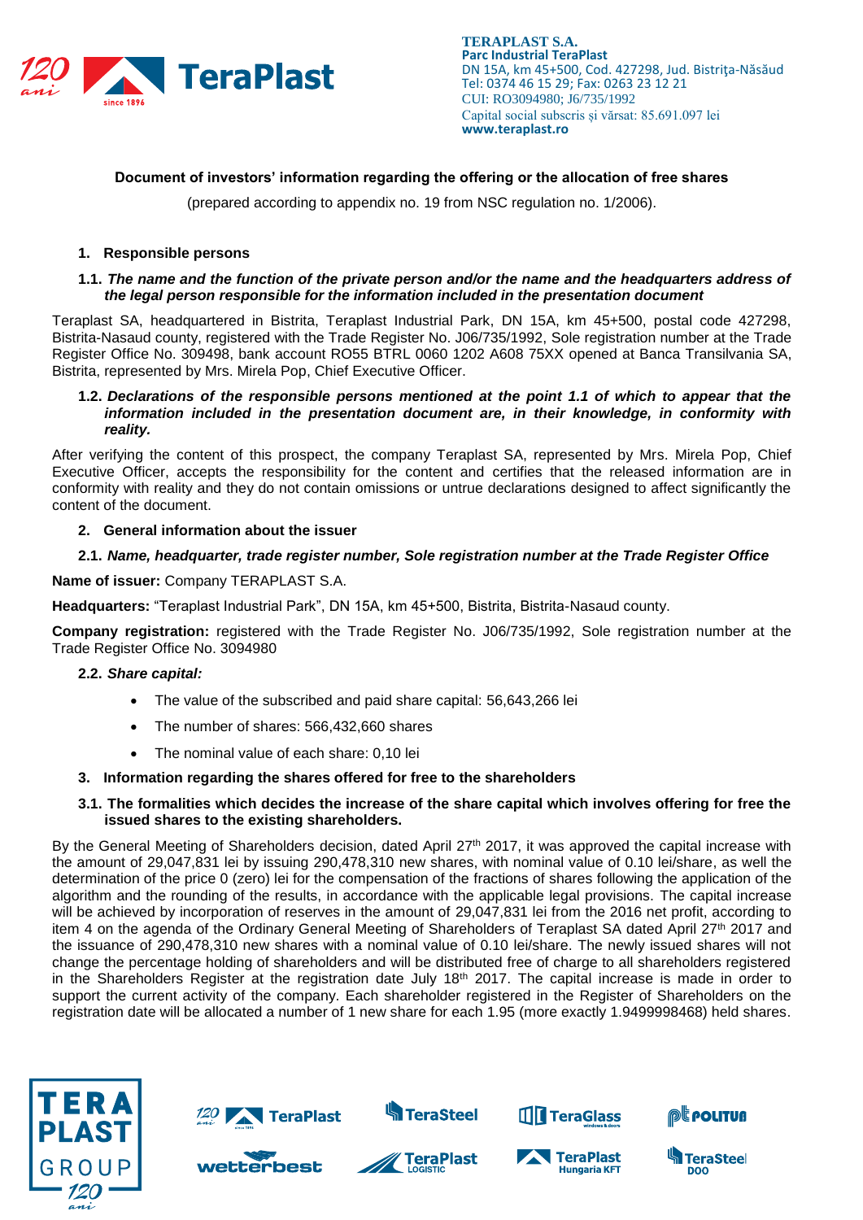**Document of investors' information regarding the offering or the allocation of free shares**

(prepared according to appendix no. 19 from NSC regulation no. 1/2006).

1. **Responsible persons**

**1.1.** ***The name and the function of the private person and/or the name and the headquarters address of the legal person responsible for the information included in the presentation document***

Teraplast SA, headquartered in Bistrita, Teraplast Industrial Park, DN 15A, km 45+500, postal code 427298, Bistrita-Nasaud county, registered with the Trade Register No. J06/735/1992, Sole registration number at the Trade Register Office No. 309498, bank account RO55 BTRL 0060 1202 A608 75XX opened at Banca Transilvania SA, Bistrita, represented by Mrs. Mirela Pop, Chief Executive Officer.

**1.2.** ***Declarations of the responsible persons mentioned at the point 1.1 of which to appear that the information included in the presentation document are, in their knowledge, in conformity with reality.***

After verifying the content of this prospect, the company Teraplast SA, represented by Mrs. Mirela Pop, Chief Executive Officer, accepts the responsibility for the content and certifies that the released information are in conformity with reality and they do not contain omissions or untrue declarations designed to affect significantly the content of the document.

2. **General information about the issuer**

**2.1.** ***Name, headquarter, trade register number, Sole registration number at the Trade Register Office***

**Name of issuer:** Company TERAPLAST S.A.

**Headquarters:** "Teraplast Industrial Park", DN 15A, km 45+500, Bistrita, Bistrita-Nasaud county.

**Company registration:** registered with the Trade Register No. J06/735/1992, Sole registration number at the Trade Register Office No. 3094980

**2.2.** ***Share capital:***

- The value of the subscribed and paid share capital: 56,643,266 lei
- The number of shares: 566,432,660 shares
- The nominal value of each share: 0,10 lei

3. **Information regarding the shares offered for free to the shareholders**

**3.1. The formalities which decides the increase of the share capital which involves offering for free the issued shares to the existing shareholders.**

By the General Meeting of Shareholders decision, dated April 27th 2017, it was approved the capital increase with the amount of 29,047,831 lei by issuing 290,478,310 new shares, with nominal value of 0.10 lei/share, as well the determination of the price 0 (zero) lei for the compensation of the fractions of shares following the application of the algorithm and the rounding of the results, in accordance with the applicable legal provisions. The capital increase will be achieved by incorporation of reserves in the amount of 29,047,831 lei from the 2016 net profit, according to item 4 on the agenda of the Ordinary General Meeting of Shareholders of Teraplast SA dated April 27th 2017 and the issuance of 290,478,310 new shares with a nominal value of 0.10 lei/share. The newly issued shares will not change the percentage holding of shareholders and will be distributed free of charge to all shareholders registered in the Shareholders Register at the registration date July 18th 2017. The capital increase is made in order to support the current activity of the company. Each shareholder registered in the Register of Shareholders on the registration date will be allocated a number of 1 new share for each 1.95 (more exactly 1.9499998468) held shares.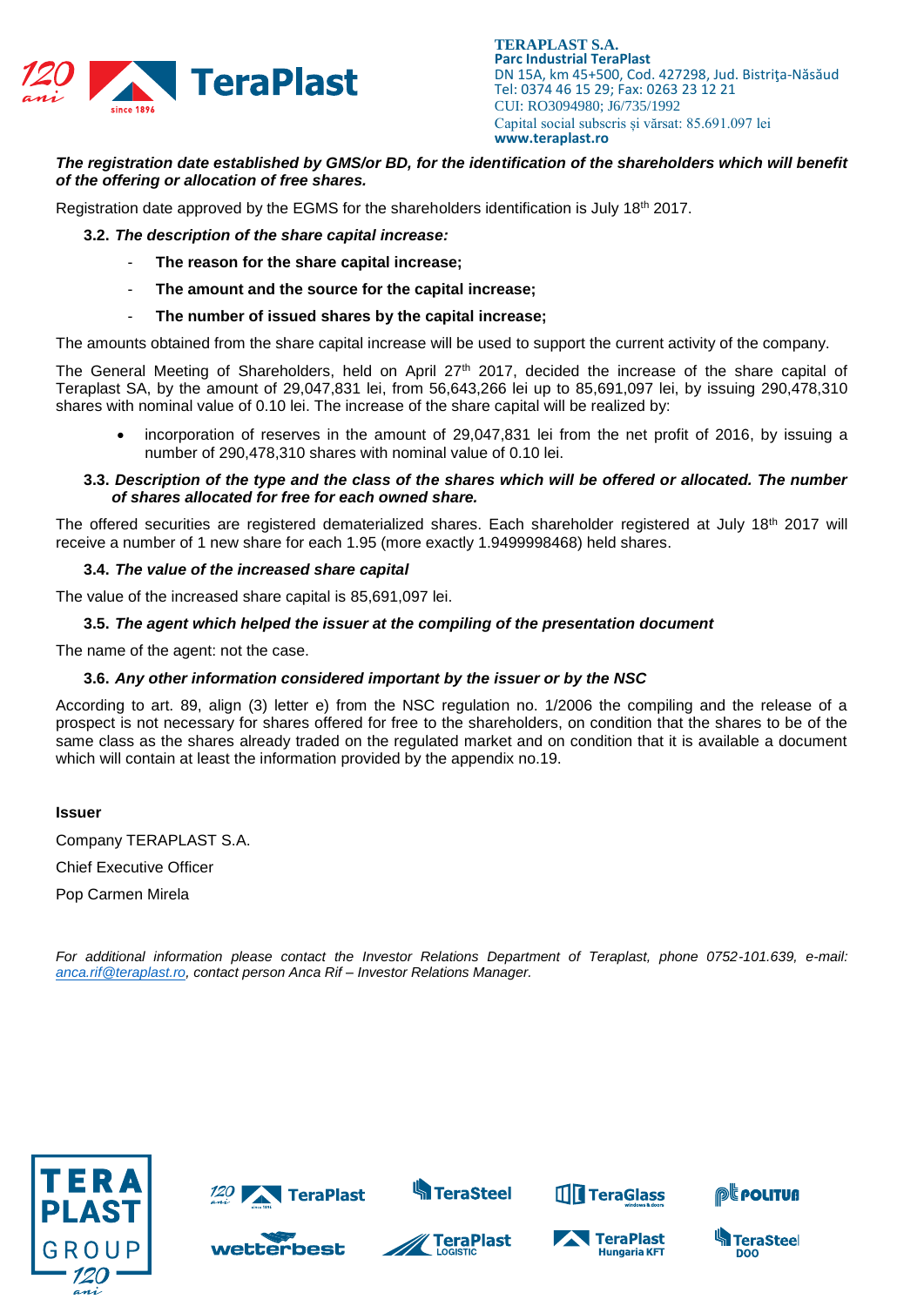**TERAPLAST S.A.**
**Parc Industrial TeraPlast**
DN 15A, km 45+500, Cod. 427298, Jud. Bistriţa-Năsăud
Tel: 0374 46 15 29; Fax: 0263 23 12 21
CUI: RO3094980; J6/735/1992
Capital social subscris şi vărsat: 85.691.097 lei
**www.teraplast.ro**

***The registration date established by GMS/or BD, for the identification of the shareholders which will benefit of the offering or allocation of free shares.***

Registration date approved by the EGMS for the shareholders identification is July 18th 2017.

**3.2.** ***The description of the share capital increase:***

- **The reason for the share capital increase;**
- **The amount and the source for the capital increase;**
- **The number of issued shares by the capital increase;**

The amounts obtained from the share capital increase will be used to support the current activity of the company.

The General Meeting of Shareholders, held on April 27th 2017, decided the increase of the share capital of Teraplast SA, by the amount of 29,047,831 lei, from 56,643,266 lei up to 85,691,097 lei, by issuing 290,478,310 shares with nominal value of 0.10 lei. The increase of the share capital will be realized by:

- incorporation of reserves in the amount of 29,047,831 lei from the net profit of 2016, by issuing a number of 290,478,310 shares with nominal value of 0.10 lei.

**3.3.** ***Description of the type and the class of the shares which will be offered or allocated. The number of shares allocated for free for each owned share.***

The offered securities are registered dematerialized shares. Each shareholder registered at July 18th 2017 will receive a number of 1 new share for each 1.95 (more exactly 1.9499998468) held shares.

**3.4.** ***The value of the increased share capital***

The value of the increased share capital is 85,691,097 lei.

**3.5.** ***The agent which helped the issuer at the compiling of the presentation document***

The name of the agent: not the case.

**3.6.** ***Any other information considered important by the issuer or by the NSC***

According to art. 89, align (3) letter e) from the NSC regulation no. 1/2006 the compiling and the release of a prospect is not necessary for shares offered for free to the shareholders, on condition that the shares to be of the same class as the shares already traded on the regulated market and on condition that it is available a document which will contain at least the information provided by the appendix no.19.

**Issuer**

Company TERAPLAST S.A.

Chief Executive Officer

Pop Carmen Mirela

*For additional information please contact the Investor Relations Department of Teraplast, phone 0752-101.639, e-mail: anca.rif@teraplast.ro, contact person Anca Rif – Investor Relations Manager.*